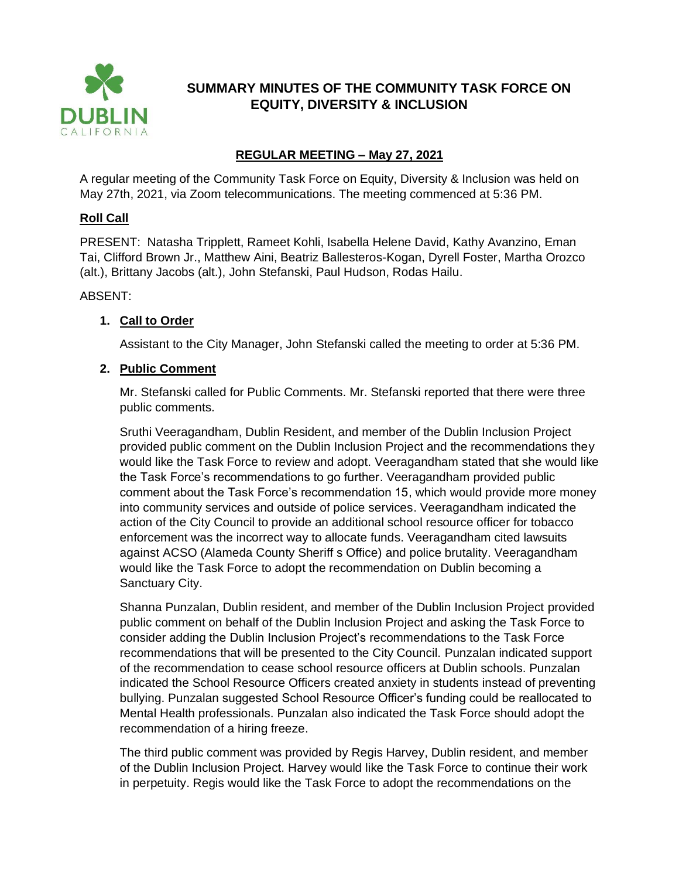# SUMMARY MINUTES OF THE COMMUNITY TASK FORCE ON EQUITY, DIVERSITY & INCLUSION

## REGULAR MEETING – May 27, 2021

A regular meeting of the Community Task Force on Equity, Diversity & Inclusion was held on May 27th, 2021, via Zoom telecommunications. The meeting commenced at 5:36 PM.

### Roll Call

PRESENT: Natasha Tripplett, Rameet Kohli, Isabella Helene David, Kathy Avanzino, Eman Tai, Clifford Brown Jr., Matthew Aini, Beatriz Ballesteros-Kogan, Dyrell Foster, Martha Orozco (alt.), Brittany Jacobs (alt.), John Stefanski, Paul Hudson, Rodas Hailu.

ABSENT:

1. **Call to Order**

   Assistant to the City Manager, John Stefanski called the meeting to order at 5:36 PM.

2. **Public Comment**

   Mr. Stefanski called for Public Comments. Mr. Stefanski reported that there were three public comments.

   Sruthi Veeragandham, Dublin Resident, and member of the Dublin Inclusion Project provided public comment on the Dublin Inclusion Project and the recommendations they would like the Task Force to review and adopt. Veeragandham stated that she would like the Task Force's recommendations to go further. Veeragandham provided public comment about the Task Force's recommendation 15, which would provide more money into community services and outside of police services. Veeragandham indicated the action of the City Council to provide an additional school resource officer for tobacco enforcement was the incorrect way to allocate funds. Veeragandham cited lawsuits against ACSO (Alameda County Sheriff s Office) and police brutality. Veeragandham would like the Task Force to adopt the recommendation on Dublin becoming a Sanctuary City.

   Shanna Punzalan, Dublin resident, and member of the Dublin Inclusion Project provided public comment on behalf of the Dublin Inclusion Project and asking the Task Force to consider adding the Dublin Inclusion Project's recommendations to the Task Force recommendations that will be presented to the City Council. Punzalan indicated support of the recommendation to cease school resource officers at Dublin schools. Punzalan indicated the School Resource Officers created anxiety in students instead of preventing bullying. Punzalan suggested School Resource Officer's funding could be reallocated to Mental Health professionals. Punzalan also indicated the Task Force should adopt the recommendation of a hiring freeze.

   The third public comment was provided by Regis Harvey, Dublin resident, and member of the Dublin Inclusion Project. Harvey would like the Task Force to continue their work in perpetuity. Regis would like the Task Force to adopt the recommendations on the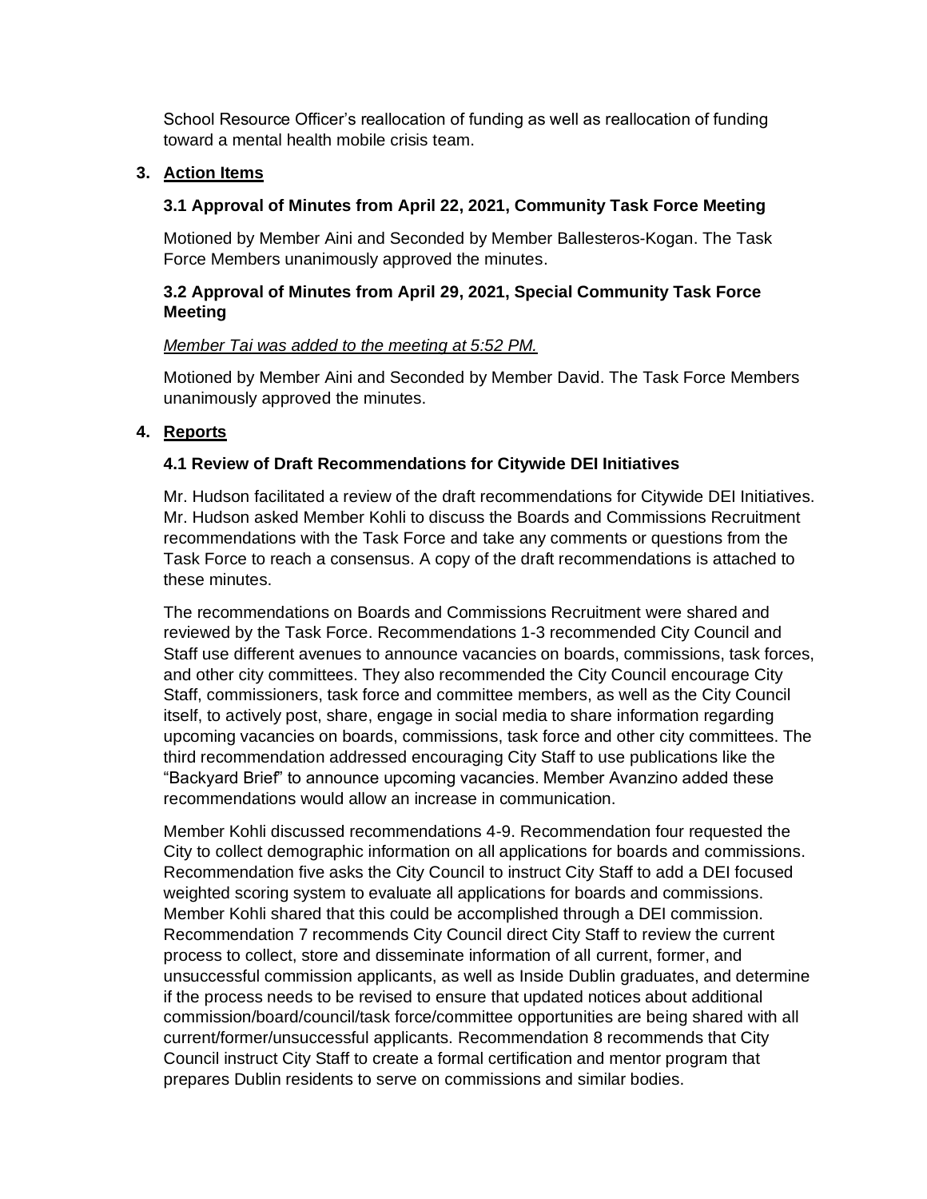School Resource Officer's reallocation of funding as well as reallocation of funding toward a mental health mobile crisis team.

## 3. Action Items

### 3.1 Approval of Minutes from April 22, 2021, Community Task Force Meeting

Motioned by Member Aini and Seconded by Member Ballesteros-Kogan. The Task Force Members unanimously approved the minutes.

### 3.2 Approval of Minutes from April 29, 2021, Special Community Task Force Meeting

*Member Tai was added to the meeting at 5:52 PM.*

Motioned by Member Aini and Seconded by Member David. The Task Force Members unanimously approved the minutes.

## 4. Reports

### 4.1 Review of Draft Recommendations for Citywide DEI Initiatives

Mr. Hudson facilitated a review of the draft recommendations for Citywide DEI Initiatives. Mr. Hudson asked Member Kohli to discuss the Boards and Commissions Recruitment recommendations with the Task Force and take any comments or questions from the Task Force to reach a consensus. A copy of the draft recommendations is attached to these minutes.

The recommendations on Boards and Commissions Recruitment were shared and reviewed by the Task Force. Recommendations 1-3 recommended City Council and Staff use different avenues to announce vacancies on boards, commissions, task forces, and other city committees. They also recommended the City Council encourage City Staff, commissioners, task force and committee members, as well as the City Council itself, to actively post, share, engage in social media to share information regarding upcoming vacancies on boards, commissions, task force and other city committees. The third recommendation addressed encouraging City Staff to use publications like the "Backyard Brief" to announce upcoming vacancies. Member Avanzino added these recommendations would allow an increase in communication.

Member Kohli discussed recommendations 4-9. Recommendation four requested the City to collect demographic information on all applications for boards and commissions. Recommendation five asks the City Council to instruct City Staff to add a DEI focused weighted scoring system to evaluate all applications for boards and commissions. Member Kohli shared that this could be accomplished through a DEI commission. Recommendation 7 recommends City Council direct City Staff to review the current process to collect, store and disseminate information of all current, former, and unsuccessful commission applicants, as well as Inside Dublin graduates, and determine if the process needs to be revised to ensure that updated notices about additional commission/board/council/task force/committee opportunities are being shared with all current/former/unsuccessful applicants. Recommendation 8 recommends that City Council instruct City Staff to create a formal certification and mentor program that prepares Dublin residents to serve on commissions and similar bodies.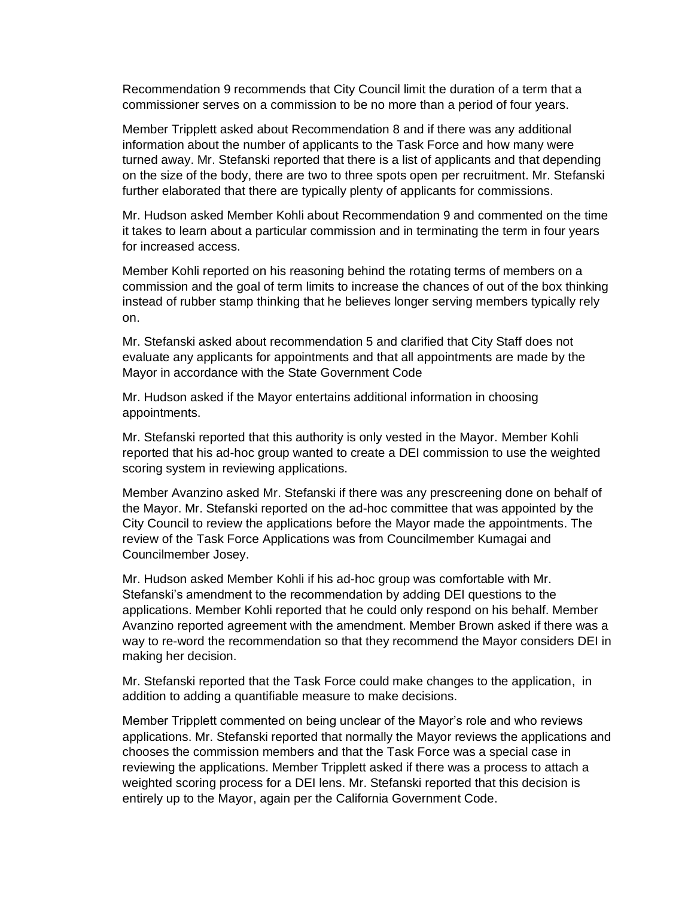Recommendation 9 recommends that City Council limit the duration of a term that a commissioner serves on a commission to be no more than a period of four years.

Member Tripplett asked about Recommendation 8 and if there was any additional information about the number of applicants to the Task Force and how many were turned away. Mr. Stefanski reported that there is a list of applicants and that depending on the size of the body, there are two to three spots open per recruitment. Mr. Stefanski further elaborated that there are typically plenty of applicants for commissions.

Mr. Hudson asked Member Kohli about Recommendation 9 and commented on the time it takes to learn about a particular commission and in terminating the term in four years for increased access.

Member Kohli reported on his reasoning behind the rotating terms of members on a commission and the goal of term limits to increase the chances of out of the box thinking instead of rubber stamp thinking that he believes longer serving members typically rely on.

Mr. Stefanski asked about recommendation 5 and clarified that City Staff does not evaluate any applicants for appointments and that all appointments are made by the Mayor in accordance with the State Government Code

Mr. Hudson asked if the Mayor entertains additional information in choosing appointments.

Mr. Stefanski reported that this authority is only vested in the Mayor. Member Kohli reported that his ad-hoc group wanted to create a DEI commission to use the weighted scoring system in reviewing applications.

Member Avanzino asked Mr. Stefanski if there was any prescreening done on behalf of the Mayor. Mr. Stefanski reported on the ad-hoc committee that was appointed by the City Council to review the applications before the Mayor made the appointments. The review of the Task Force Applications was from Councilmember Kumagai and Councilmember Josey.

Mr. Hudson asked Member Kohli if his ad-hoc group was comfortable with Mr. Stefanski's amendment to the recommendation by adding DEI questions to the applications. Member Kohli reported that he could only respond on his behalf. Member Avanzino reported agreement with the amendment. Member Brown asked if there was a way to re-word the recommendation so that they recommend the Mayor considers DEI in making her decision.

Mr. Stefanski reported that the Task Force could make changes to the application, in addition to adding a quantifiable measure to make decisions.

Member Tripplett commented on being unclear of the Mayor's role and who reviews applications. Mr. Stefanski reported that normally the Mayor reviews the applications and chooses the commission members and that the Task Force was a special case in reviewing the applications. Member Tripplett asked if there was a process to attach a weighted scoring process for a DEI lens. Mr. Stefanski reported that this decision is entirely up to the Mayor, again per the California Government Code.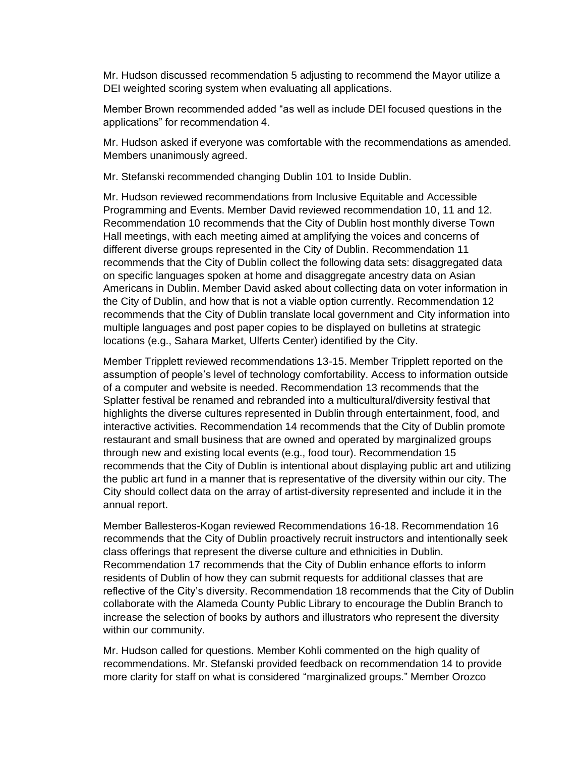Mr. Hudson discussed recommendation 5 adjusting to recommend the Mayor utilize a DEI weighted scoring system when evaluating all applications.

Member Brown recommended added "as well as include DEI focused questions in the applications" for recommendation 4.

Mr. Hudson asked if everyone was comfortable with the recommendations as amended. Members unanimously agreed.

Mr. Stefanski recommended changing Dublin 101 to Inside Dublin.

Mr. Hudson reviewed recommendations from Inclusive Equitable and Accessible Programming and Events. Member David reviewed recommendation 10, 11 and 12. Recommendation 10 recommends that the City of Dublin host monthly diverse Town Hall meetings, with each meeting aimed at amplifying the voices and concerns of different diverse groups represented in the City of Dublin. Recommendation 11 recommends that the City of Dublin collect the following data sets: disaggregated data on specific languages spoken at home and disaggregate ancestry data on Asian Americans in Dublin. Member David asked about collecting data on voter information in the City of Dublin, and how that is not a viable option currently. Recommendation 12 recommends that the City of Dublin translate local government and City information into multiple languages and post paper copies to be displayed on bulletins at strategic locations (e.g., Sahara Market, Ulferts Center) identified by the City.

Member Tripplett reviewed recommendations 13-15. Member Tripplett reported on the assumption of people's level of technology comfortability. Access to information outside of a computer and website is needed. Recommendation 13 recommends that the Splatter festival be renamed and rebranded into a multicultural/diversity festival that highlights the diverse cultures represented in Dublin through entertainment, food, and interactive activities. Recommendation 14 recommends that the City of Dublin promote restaurant and small business that are owned and operated by marginalized groups through new and existing local events (e.g., food tour). Recommendation 15 recommends that the City of Dublin is intentional about displaying public art and utilizing the public art fund in a manner that is representative of the diversity within our city. The City should collect data on the array of artist-diversity represented and include it in the annual report.

Member Ballesteros-Kogan reviewed Recommendations 16-18. Recommendation 16 recommends that the City of Dublin proactively recruit instructors and intentionally seek class offerings that represent the diverse culture and ethnicities in Dublin. Recommendation 17 recommends that the City of Dublin enhance efforts to inform residents of Dublin of how they can submit requests for additional classes that are reflective of the City's diversity. Recommendation 18 recommends that the City of Dublin collaborate with the Alameda County Public Library to encourage the Dublin Branch to increase the selection of books by authors and illustrators who represent the diversity within our community.

Mr. Hudson called for questions. Member Kohli commented on the high quality of recommendations. Mr. Stefanski provided feedback on recommendation 14 to provide more clarity for staff on what is considered "marginalized groups." Member Orozco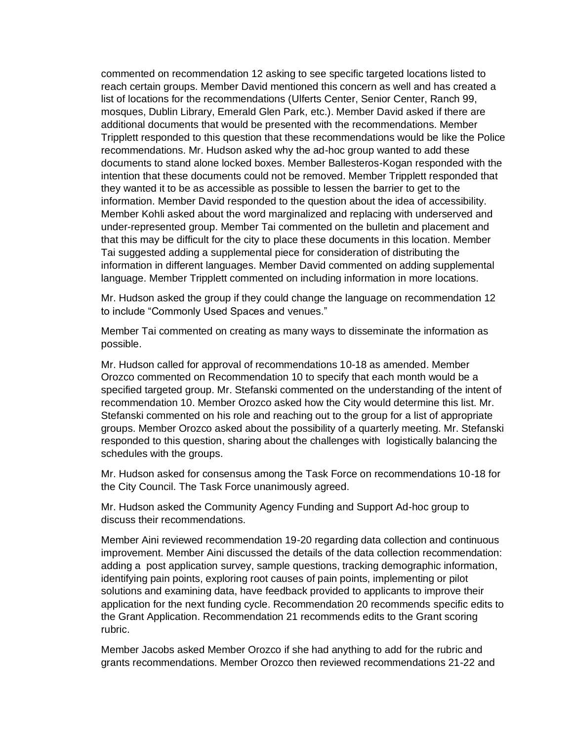commented on recommendation 12 asking to see specific targeted locations listed to reach certain groups. Member David mentioned this concern as well and has created a list of locations for the recommendations (Ulferts Center, Senior Center, Ranch 99, mosques, Dublin Library, Emerald Glen Park, etc.). Member David asked if there are additional documents that would be presented with the recommendations. Member Tripplett responded to this question that these recommendations would be like the Police recommendations. Mr. Hudson asked why the ad-hoc group wanted to add these documents to stand alone locked boxes. Member Ballesteros-Kogan responded with the intention that these documents could not be removed. Member Tripplett responded that they wanted it to be as accessible as possible to lessen the barrier to get to the information. Member David responded to the question about the idea of accessibility. Member Kohli asked about the word marginalized and replacing with underserved and under-represented group. Member Tai commented on the bulletin and placement and that this may be difficult for the city to place these documents in this location. Member Tai suggested adding a supplemental piece for consideration of distributing the information in different languages. Member David commented on adding supplemental language. Member Tripplett commented on including information in more locations.

Mr. Hudson asked the group if they could change the language on recommendation 12 to include "Commonly Used Spaces and venues."

Member Tai commented on creating as many ways to disseminate the information as possible.

Mr. Hudson called for approval of recommendations 10-18 as amended. Member Orozco commented on Recommendation 10 to specify that each month would be a specified targeted group. Mr. Stefanski commented on the understanding of the intent of recommendation 10. Member Orozco asked how the City would determine this list. Mr. Stefanski commented on his role and reaching out to the group for a list of appropriate groups. Member Orozco asked about the possibility of a quarterly meeting. Mr. Stefanski responded to this question, sharing about the challenges with logistically balancing the schedules with the groups.

Mr. Hudson asked for consensus among the Task Force on recommendations 10-18 for the City Council. The Task Force unanimously agreed.

Mr. Hudson asked the Community Agency Funding and Support Ad-hoc group to discuss their recommendations.

Member Aini reviewed recommendation 19-20 regarding data collection and continuous improvement. Member Aini discussed the details of the data collection recommendation: adding a post application survey, sample questions, tracking demographic information, identifying pain points, exploring root causes of pain points, implementing or pilot solutions and examining data, have feedback provided to applicants to improve their application for the next funding cycle. Recommendation 20 recommends specific edits to the Grant Application. Recommendation 21 recommends edits to the Grant scoring rubric.

Member Jacobs asked Member Orozco if she had anything to add for the rubric and grants recommendations. Member Orozco then reviewed recommendations 21-22 and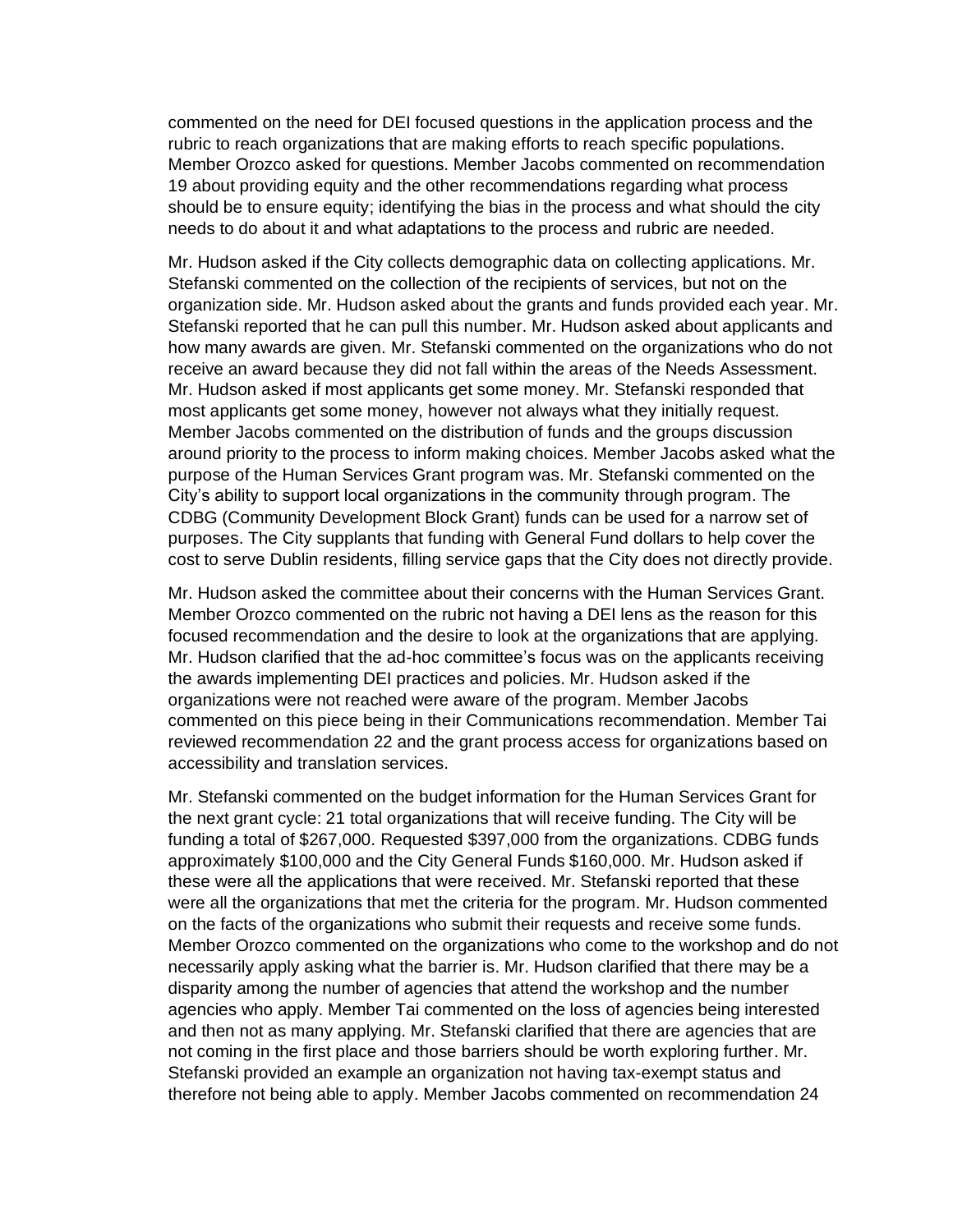commented on the need for DEI focused questions in the application process and the rubric to reach organizations that are making efforts to reach specific populations. Member Orozco asked for questions. Member Jacobs commented on recommendation 19 about providing equity and the other recommendations regarding what process should be to ensure equity; identifying the bias in the process and what should the city needs to do about it and what adaptations to the process and rubric are needed.

Mr. Hudson asked if the City collects demographic data on collecting applications. Mr. Stefanski commented on the collection of the recipients of services, but not on the organization side. Mr. Hudson asked about the grants and funds provided each year. Mr. Stefanski reported that he can pull this number. Mr. Hudson asked about applicants and how many awards are given. Mr. Stefanski commented on the organizations who do not receive an award because they did not fall within the areas of the Needs Assessment. Mr. Hudson asked if most applicants get some money. Mr. Stefanski responded that most applicants get some money, however not always what they initially request. Member Jacobs commented on the distribution of funds and the groups discussion around priority to the process to inform making choices. Member Jacobs asked what the purpose of the Human Services Grant program was. Mr. Stefanski commented on the City's ability to support local organizations in the community through program. The CDBG (Community Development Block Grant) funds can be used for a narrow set of purposes. The City supplants that funding with General Fund dollars to help cover the cost to serve Dublin residents, filling service gaps that the City does not directly provide.

Mr. Hudson asked the committee about their concerns with the Human Services Grant. Member Orozco commented on the rubric not having a DEI lens as the reason for this focused recommendation and the desire to look at the organizations that are applying. Mr. Hudson clarified that the ad-hoc committee's focus was on the applicants receiving the awards implementing DEI practices and policies. Mr. Hudson asked if the organizations were not reached were aware of the program. Member Jacobs commented on this piece being in their Communications recommendation. Member Tai reviewed recommendation 22 and the grant process access for organizations based on accessibility and translation services.

Mr. Stefanski commented on the budget information for the Human Services Grant for the next grant cycle: 21 total organizations that will receive funding. The City will be funding a total of $267,000. Requested $397,000 from the organizations. CDBG funds approximately $100,000 and the City General Funds $160,000. Mr. Hudson asked if these were all the applications that were received. Mr. Stefanski reported that these were all the organizations that met the criteria for the program. Mr. Hudson commented on the facts of the organizations who submit their requests and receive some funds. Member Orozco commented on the organizations who come to the workshop and do not necessarily apply asking what the barrier is. Mr. Hudson clarified that there may be a disparity among the number of agencies that attend the workshop and the number agencies who apply. Member Tai commented on the loss of agencies being interested and then not as many applying. Mr. Stefanski clarified that there are agencies that are not coming in the first place and those barriers should be worth exploring further. Mr. Stefanski provided an example an organization not having tax-exempt status and therefore not being able to apply. Member Jacobs commented on recommendation 24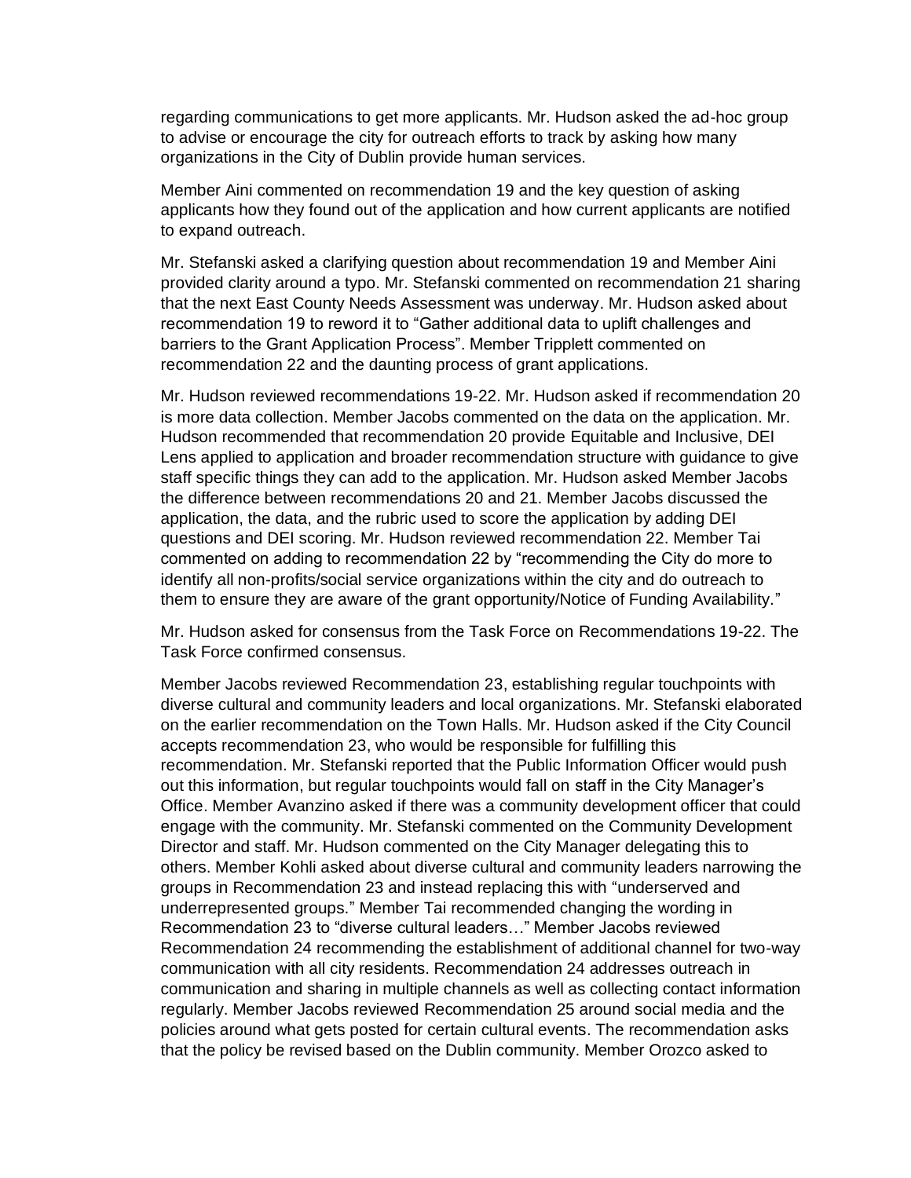regarding communications to get more applicants. Mr. Hudson asked the ad-hoc group to advise or encourage the city for outreach efforts to track by asking how many organizations in the City of Dublin provide human services.

Member Aini commented on recommendation 19 and the key question of asking applicants how they found out of the application and how current applicants are notified to expand outreach.

Mr. Stefanski asked a clarifying question about recommendation 19 and Member Aini provided clarity around a typo. Mr. Stefanski commented on recommendation 21 sharing that the next East County Needs Assessment was underway. Mr. Hudson asked about recommendation 19 to reword it to "Gather additional data to uplift challenges and barriers to the Grant Application Process". Member Tripplett commented on recommendation 22 and the daunting process of grant applications.

Mr. Hudson reviewed recommendations 19-22. Mr. Hudson asked if recommendation 20 is more data collection. Member Jacobs commented on the data on the application. Mr. Hudson recommended that recommendation 20 provide Equitable and Inclusive, DEI Lens applied to application and broader recommendation structure with guidance to give staff specific things they can add to the application. Mr. Hudson asked Member Jacobs the difference between recommendations 20 and 21. Member Jacobs discussed the application, the data, and the rubric used to score the application by adding DEI questions and DEI scoring. Mr. Hudson reviewed recommendation 22. Member Tai commented on adding to recommendation 22 by "recommending the City do more to identify all non-profits/social service organizations within the city and do outreach to them to ensure they are aware of the grant opportunity/Notice of Funding Availability."

Mr. Hudson asked for consensus from the Task Force on Recommendations 19-22. The Task Force confirmed consensus.

Member Jacobs reviewed Recommendation 23, establishing regular touchpoints with diverse cultural and community leaders and local organizations. Mr. Stefanski elaborated on the earlier recommendation on the Town Halls. Mr. Hudson asked if the City Council accepts recommendation 23, who would be responsible for fulfilling this recommendation. Mr. Stefanski reported that the Public Information Officer would push out this information, but regular touchpoints would fall on staff in the City Manager's Office. Member Avanzino asked if there was a community development officer that could engage with the community. Mr. Stefanski commented on the Community Development Director and staff. Mr. Hudson commented on the City Manager delegating this to others. Member Kohli asked about diverse cultural and community leaders narrowing the groups in Recommendation 23 and instead replacing this with "underserved and underrepresented groups." Member Tai recommended changing the wording in Recommendation 23 to "diverse cultural leaders…" Member Jacobs reviewed Recommendation 24 recommending the establishment of additional channel for two-way communication with all city residents. Recommendation 24 addresses outreach in communication and sharing in multiple channels as well as collecting contact information regularly. Member Jacobs reviewed Recommendation 25 around social media and the policies around what gets posted for certain cultural events. The recommendation asks that the policy be revised based on the Dublin community. Member Orozco asked to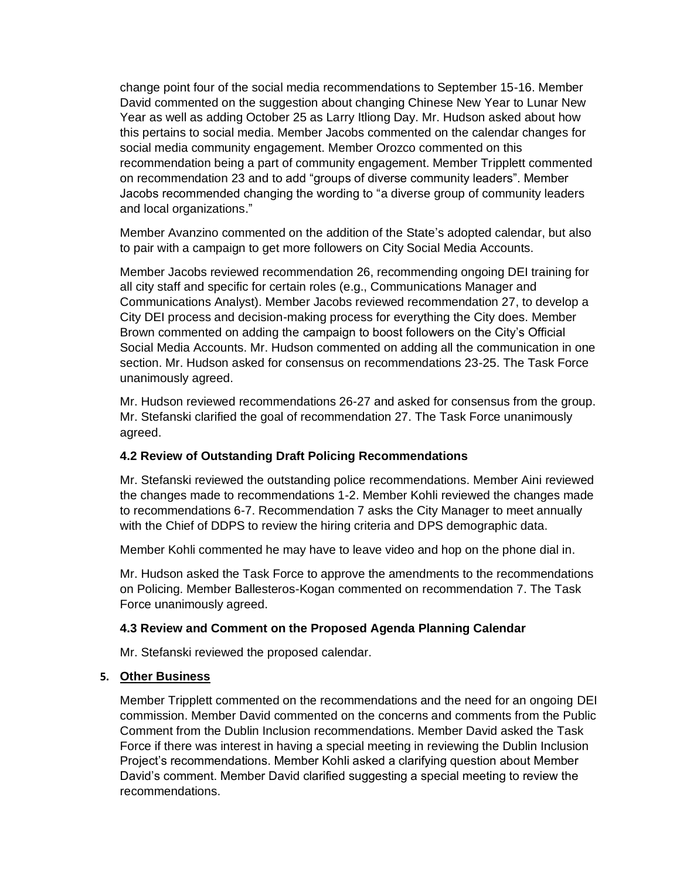change point four of the social media recommendations to September 15-16. Member David commented on the suggestion about changing Chinese New Year to Lunar New Year as well as adding October 25 as Larry Itliong Day. Mr. Hudson asked about how this pertains to social media. Member Jacobs commented on the calendar changes for social media community engagement. Member Orozco commented on this recommendation being a part of community engagement. Member Tripplett commented on recommendation 23 and to add "groups of diverse community leaders". Member Jacobs recommended changing the wording to "a diverse group of community leaders and local organizations."

Member Avanzino commented on the addition of the State's adopted calendar, but also to pair with a campaign to get more followers on City Social Media Accounts.

Member Jacobs reviewed recommendation 26, recommending ongoing DEI training for all city staff and specific for certain roles (e.g., Communications Manager and Communications Analyst). Member Jacobs reviewed recommendation 27, to develop a City DEI process and decision-making process for everything the City does. Member Brown commented on adding the campaign to boost followers on the City's Official Social Media Accounts. Mr. Hudson commented on adding all the communication in one section. Mr. Hudson asked for consensus on recommendations 23-25. The Task Force unanimously agreed.

Mr. Hudson reviewed recommendations 26-27 and asked for consensus from the group. Mr. Stefanski clarified the goal of recommendation 27. The Task Force unanimously agreed.

### 4.2 Review of Outstanding Draft Policing Recommendations

Mr. Stefanski reviewed the outstanding police recommendations. Member Aini reviewed the changes made to recommendations 1-2. Member Kohli reviewed the changes made to recommendations 6-7. Recommendation 7 asks the City Manager to meet annually with the Chief of DDPS to review the hiring criteria and DPS demographic data.

Member Kohli commented he may have to leave video and hop on the phone dial in.

Mr. Hudson asked the Task Force to approve the amendments to the recommendations on Policing. Member Ballesteros-Kogan commented on recommendation 7. The Task Force unanimously agreed.

### 4.3 Review and Comment on the Proposed Agenda Planning Calendar

Mr. Stefanski reviewed the proposed calendar.

## 5. Other Business

Member Tripplett commented on the recommendations and the need for an ongoing DEI commission. Member David commented on the concerns and comments from the Public Comment from the Dublin Inclusion recommendations. Member David asked the Task Force if there was interest in having a special meeting in reviewing the Dublin Inclusion Project's recommendations. Member Kohli asked a clarifying question about Member David's comment. Member David clarified suggesting a special meeting to review the recommendations.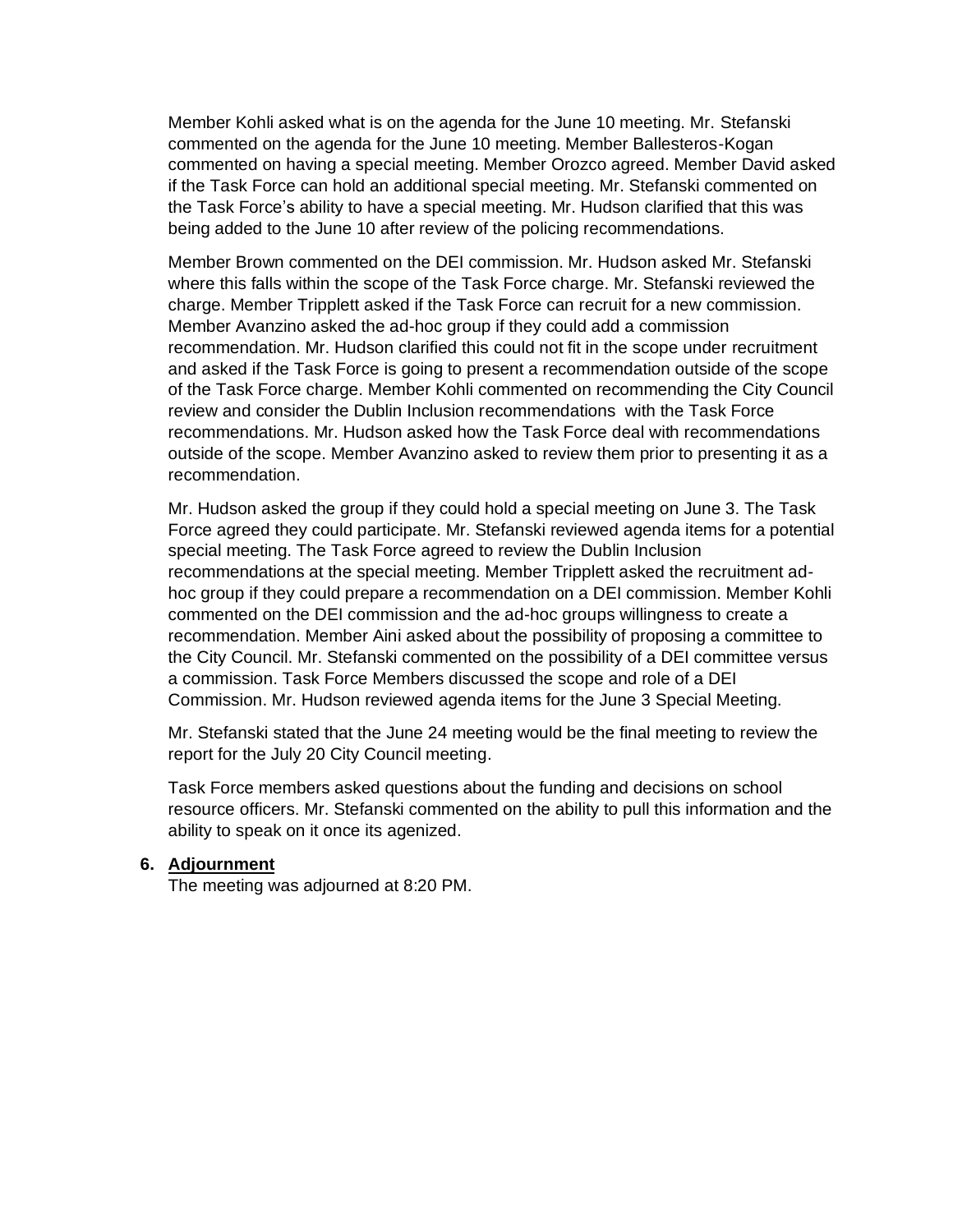Member Kohli asked what is on the agenda for the June 10 meeting. Mr. Stefanski commented on the agenda for the June 10 meeting. Member Ballesteros-Kogan commented on having a special meeting. Member Orozco agreed. Member David asked if the Task Force can hold an additional special meeting. Mr. Stefanski commented on the Task Force's ability to have a special meeting. Mr. Hudson clarified that this was being added to the June 10 after review of the policing recommendations.

Member Brown commented on the DEI commission. Mr. Hudson asked Mr. Stefanski where this falls within the scope of the Task Force charge. Mr. Stefanski reviewed the charge. Member Tripplett asked if the Task Force can recruit for a new commission. Member Avanzino asked the ad-hoc group if they could add a commission recommendation. Mr. Hudson clarified this could not fit in the scope under recruitment and asked if the Task Force is going to present a recommendation outside of the scope of the Task Force charge. Member Kohli commented on recommending the City Council review and consider the Dublin Inclusion recommendations with the Task Force recommendations. Mr. Hudson asked how the Task Force deal with recommendations outside of the scope. Member Avanzino asked to review them prior to presenting it as a recommendation.

Mr. Hudson asked the group if they could hold a special meeting on June 3. The Task Force agreed they could participate. Mr. Stefanski reviewed agenda items for a potential special meeting. The Task Force agreed to review the Dublin Inclusion recommendations at the special meeting. Member Tripplett asked the recruitment ad-hoc group if they could prepare a recommendation on a DEI commission. Member Kohli commented on the DEI commission and the ad-hoc groups willingness to create a recommendation. Member Aini asked about the possibility of proposing a committee to the City Council. Mr. Stefanski commented on the possibility of a DEI committee versus a commission. Task Force Members discussed the scope and role of a DEI Commission. Mr. Hudson reviewed agenda items for the June 3 Special Meeting.

Mr. Stefanski stated that the June 24 meeting would be the final meeting to review the report for the July 20 City Council meeting.

Task Force members asked questions about the funding and decisions on school resource officers. Mr. Stefanski commented on the ability to pull this information and the ability to speak on it once its agenized.

**6. Adjournment**

The meeting was adjourned at 8:20 PM.